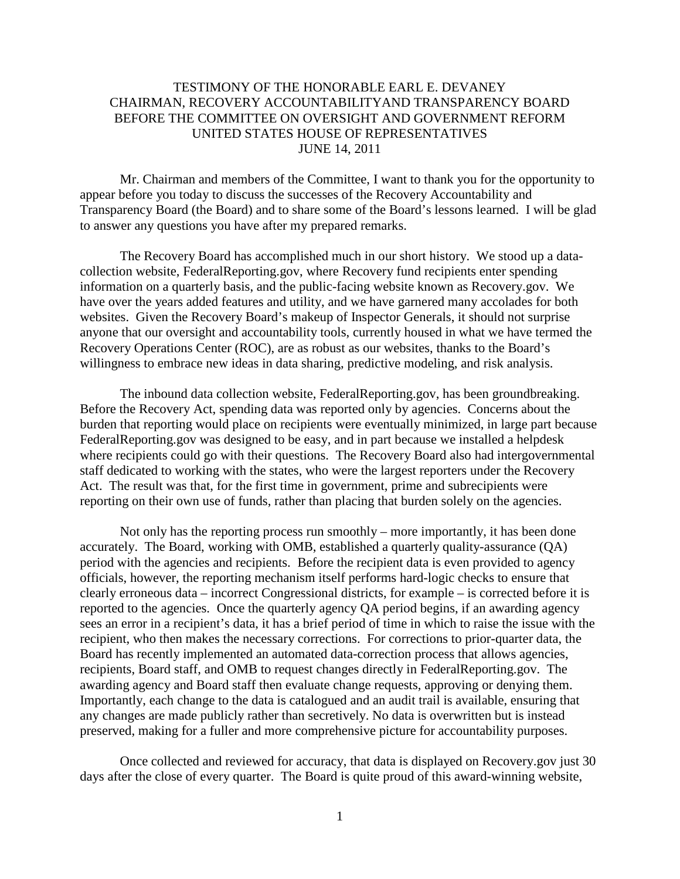# TESTIMONY OF THE HONORABLE EARL E. DEVANEY
## CHAIRMAN, RECOVERY ACCOUNTABILITYAND TRANSPARENCY BOARD
## BEFORE THE COMMITTEE ON OVERSIGHT AND GOVERNMENT REFORM
## UNITED STATES HOUSE OF REPRESENTATIVES
## JUNE 14, 2011

Mr. Chairman and members of the Committee, I want to thank you for the opportunity to appear before you today to discuss the successes of the Recovery Accountability and Transparency Board (the Board) and to share some of the Board's lessons learned. I will be glad to answer any questions you have after my prepared remarks.

The Recovery Board has accomplished much in our short history. We stood up a data-collection website, FederalReporting.gov, where Recovery fund recipients enter spending information on a quarterly basis, and the public-facing website known as Recovery.gov. We have over the years added features and utility, and we have garnered many accolades for both websites. Given the Recovery Board's makeup of Inspector Generals, it should not surprise anyone that our oversight and accountability tools, currently housed in what we have termed the Recovery Operations Center (ROC), are as robust as our websites, thanks to the Board's willingness to embrace new ideas in data sharing, predictive modeling, and risk analysis.

The inbound data collection website, FederalReporting.gov, has been groundbreaking. Before the Recovery Act, spending data was reported only by agencies. Concerns about the burden that reporting would place on recipients were eventually minimized, in large part because FederalReporting.gov was designed to be easy, and in part because we installed a helpdesk where recipients could go with their questions. The Recovery Board also had intergovernmental staff dedicated to working with the states, who were the largest reporters under the Recovery Act. The result was that, for the first time in government, prime and subrecipients were reporting on their own use of funds, rather than placing that burden solely on the agencies.

Not only has the reporting process run smoothly – more importantly, it has been done accurately. The Board, working with OMB, established a quarterly quality-assurance (QA) period with the agencies and recipients. Before the recipient data is even provided to agency officials, however, the reporting mechanism itself performs hard-logic checks to ensure that clearly erroneous data – incorrect Congressional districts, for example – is corrected before it is reported to the agencies. Once the quarterly agency QA period begins, if an awarding agency sees an error in a recipient's data, it has a brief period of time in which to raise the issue with the recipient, who then makes the necessary corrections. For corrections to prior-quarter data, the Board has recently implemented an automated data-correction process that allows agencies, recipients, Board staff, and OMB to request changes directly in FederalReporting.gov. The awarding agency and Board staff then evaluate change requests, approving or denying them. Importantly, each change to the data is catalogued and an audit trail is available, ensuring that any changes are made publicly rather than secretively. No data is overwritten but is instead preserved, making for a fuller and more comprehensive picture for accountability purposes.

Once collected and reviewed for accuracy, that data is displayed on Recovery.gov just 30 days after the close of every quarter. The Board is quite proud of this award-winning website,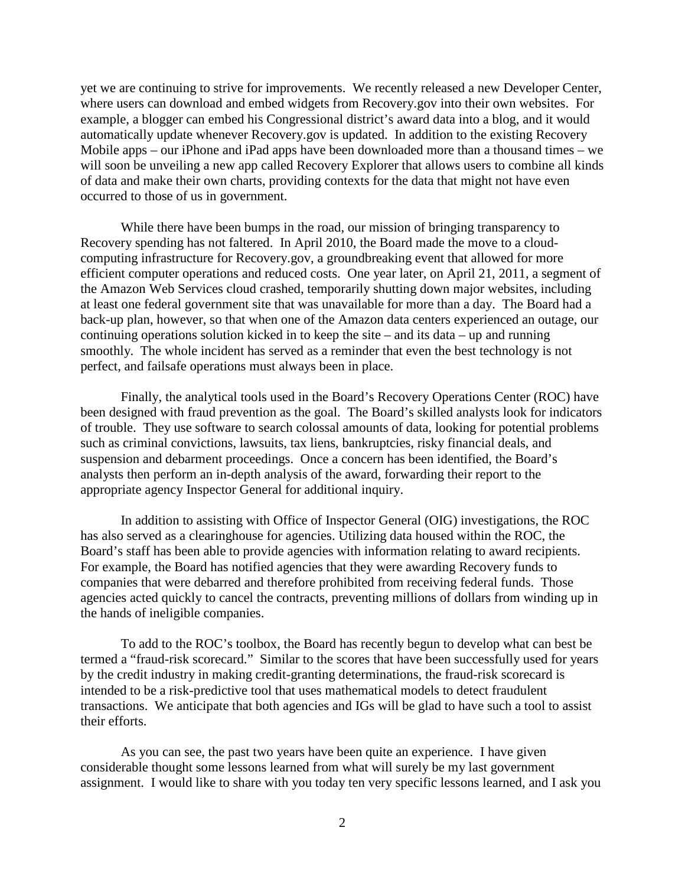yet we are continuing to strive for improvements. We recently released a new Developer Center, where users can download and embed widgets from Recovery.gov into their own websites. For example, a blogger can embed his Congressional district's award data into a blog, and it would automatically update whenever Recovery.gov is updated. In addition to the existing Recovery Mobile apps – our iPhone and iPad apps have been downloaded more than a thousand times – we will soon be unveiling a new app called Recovery Explorer that allows users to combine all kinds of data and make their own charts, providing contexts for the data that might not have even occurred to those of us in government.

While there have been bumps in the road, our mission of bringing transparency to Recovery spending has not faltered. In April 2010, the Board made the move to a cloud-computing infrastructure for Recovery.gov, a groundbreaking event that allowed for more efficient computer operations and reduced costs. One year later, on April 21, 2011, a segment of the Amazon Web Services cloud crashed, temporarily shutting down major websites, including at least one federal government site that was unavailable for more than a day. The Board had a back-up plan, however, so that when one of the Amazon data centers experienced an outage, our continuing operations solution kicked in to keep the site – and its data – up and running smoothly. The whole incident has served as a reminder that even the best technology is not perfect, and failsafe operations must always been in place.

Finally, the analytical tools used in the Board's Recovery Operations Center (ROC) have been designed with fraud prevention as the goal. The Board's skilled analysts look for indicators of trouble. They use software to search colossal amounts of data, looking for potential problems such as criminal convictions, lawsuits, tax liens, bankruptcies, risky financial deals, and suspension and debarment proceedings. Once a concern has been identified, the Board's analysts then perform an in-depth analysis of the award, forwarding their report to the appropriate agency Inspector General for additional inquiry.

In addition to assisting with Office of Inspector General (OIG) investigations, the ROC has also served as a clearinghouse for agencies. Utilizing data housed within the ROC, the Board's staff has been able to provide agencies with information relating to award recipients. For example, the Board has notified agencies that they were awarding Recovery funds to companies that were debarred and therefore prohibited from receiving federal funds. Those agencies acted quickly to cancel the contracts, preventing millions of dollars from winding up in the hands of ineligible companies.

To add to the ROC's toolbox, the Board has recently begun to develop what can best be termed a "fraud-risk scorecard." Similar to the scores that have been successfully used for years by the credit industry in making credit-granting determinations, the fraud-risk scorecard is intended to be a risk-predictive tool that uses mathematical models to detect fraudulent transactions. We anticipate that both agencies and IGs will be glad to have such a tool to assist their efforts.

As you can see, the past two years have been quite an experience. I have given considerable thought some lessons learned from what will surely be my last government assignment. I would like to share with you today ten very specific lessons learned, and I ask you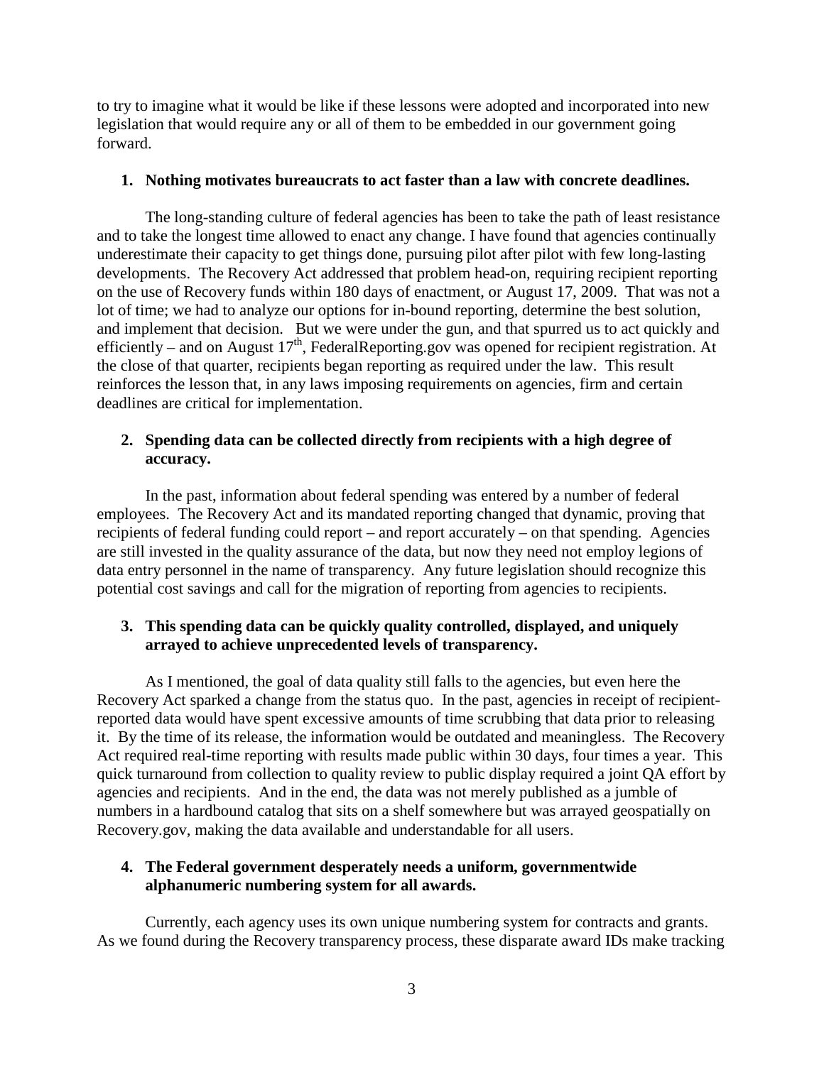to try to imagine what it would be like if these lessons were adopted and incorporated into new legislation that would require any or all of them to be embedded in our government going forward.

1. **Nothing motivates bureaucrats to act faster than a law with concrete deadlines.**

The long-standing culture of federal agencies has been to take the path of least resistance and to take the longest time allowed to enact any change. I have found that agencies continually underestimate their capacity to get things done, pursuing pilot after pilot with few long-lasting developments. The Recovery Act addressed that problem head-on, requiring recipient reporting on the use of Recovery funds within 180 days of enactment, or August 17, 2009. That was not a lot of time; we had to analyze our options for in-bound reporting, determine the best solution, and implement that decision. But we were under the gun, and that spurred us to act quickly and efficiently – and on August 17th, FederalReporting.gov was opened for recipient registration. At the close of that quarter, recipients began reporting as required under the law. This result reinforces the lesson that, in any laws imposing requirements on agencies, firm and certain deadlines are critical for implementation.

2. **Spending data can be collected directly from recipients with a high degree of accuracy.**

In the past, information about federal spending was entered by a number of federal employees. The Recovery Act and its mandated reporting changed that dynamic, proving that recipients of federal funding could report – and report accurately – on that spending. Agencies are still invested in the quality assurance of the data, but now they need not employ legions of data entry personnel in the name of transparency. Any future legislation should recognize this potential cost savings and call for the migration of reporting from agencies to recipients.

3. **This spending data can be quickly quality controlled, displayed, and uniquely arrayed to achieve unprecedented levels of transparency.**

As I mentioned, the goal of data quality still falls to the agencies, but even here the Recovery Act sparked a change from the status quo. In the past, agencies in receipt of recipient-reported data would have spent excessive amounts of time scrubbing that data prior to releasing it. By the time of its release, the information would be outdated and meaningless. The Recovery Act required real-time reporting with results made public within 30 days, four times a year. This quick turnaround from collection to quality review to public display required a joint QA effort by agencies and recipients. And in the end, the data was not merely published as a jumble of numbers in a hardbound catalog that sits on a shelf somewhere but was arrayed geospatially on Recovery.gov, making the data available and understandable for all users.

4. **The Federal government desperately needs a uniform, governmentwide alphanumeric numbering system for all awards.**

Currently, each agency uses its own unique numbering system for contracts and grants. As we found during the Recovery transparency process, these disparate award IDs make tracking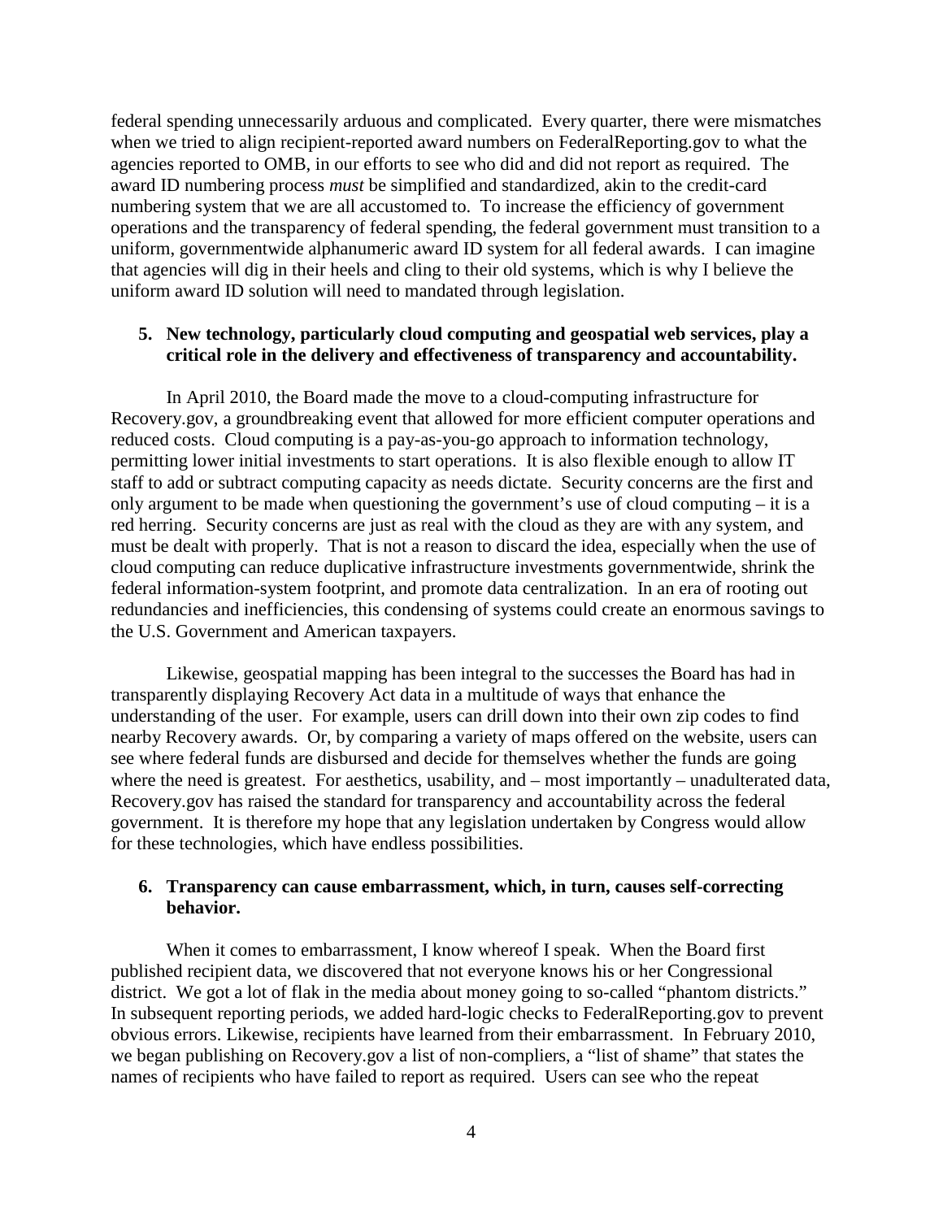federal spending unnecessarily arduous and complicated. Every quarter, there were mismatches when we tried to align recipient-reported award numbers on FederalReporting.gov to what the agencies reported to OMB, in our efforts to see who did and did not report as required. The award ID numbering process *must* be simplified and standardized, akin to the credit-card numbering system that we are all accustomed to. To increase the efficiency of government operations and the transparency of federal spending, the federal government must transition to a uniform, governmentwide alphanumeric award ID system for all federal awards. I can imagine that agencies will dig in their heels and cling to their old systems, which is why I believe the uniform award ID solution will need to mandated through legislation.

**5. New technology, particularly cloud computing and geospatial web services, play a critical role in the delivery and effectiveness of transparency and accountability.**

In April 2010, the Board made the move to a cloud-computing infrastructure for Recovery.gov, a groundbreaking event that allowed for more efficient computer operations and reduced costs. Cloud computing is a pay-as-you-go approach to information technology, permitting lower initial investments to start operations. It is also flexible enough to allow IT staff to add or subtract computing capacity as needs dictate. Security concerns are the first and only argument to be made when questioning the government's use of cloud computing – it is a red herring. Security concerns are just as real with the cloud as they are with any system, and must be dealt with properly. That is not a reason to discard the idea, especially when the use of cloud computing can reduce duplicative infrastructure investments governmentwide, shrink the federal information-system footprint, and promote data centralization. In an era of rooting out redundancies and inefficiencies, this condensing of systems could create an enormous savings to the U.S. Government and American taxpayers.

Likewise, geospatial mapping has been integral to the successes the Board has had in transparently displaying Recovery Act data in a multitude of ways that enhance the understanding of the user. For example, users can drill down into their own zip codes to find nearby Recovery awards. Or, by comparing a variety of maps offered on the website, users can see where federal funds are disbursed and decide for themselves whether the funds are going where the need is greatest. For aesthetics, usability, and – most importantly – unadulterated data, Recovery.gov has raised the standard for transparency and accountability across the federal government. It is therefore my hope that any legislation undertaken by Congress would allow for these technologies, which have endless possibilities.

**6. Transparency can cause embarrassment, which, in turn, causes self-correcting behavior.**

When it comes to embarrassment, I know whereof I speak. When the Board first published recipient data, we discovered that not everyone knows his or her Congressional district. We got a lot of flak in the media about money going to so-called "phantom districts." In subsequent reporting periods, we added hard-logic checks to FederalReporting.gov to prevent obvious errors. Likewise, recipients have learned from their embarrassment. In February 2010, we began publishing on Recovery.gov a list of non-compliers, a "list of shame" that states the names of recipients who have failed to report as required. Users can see who the repeat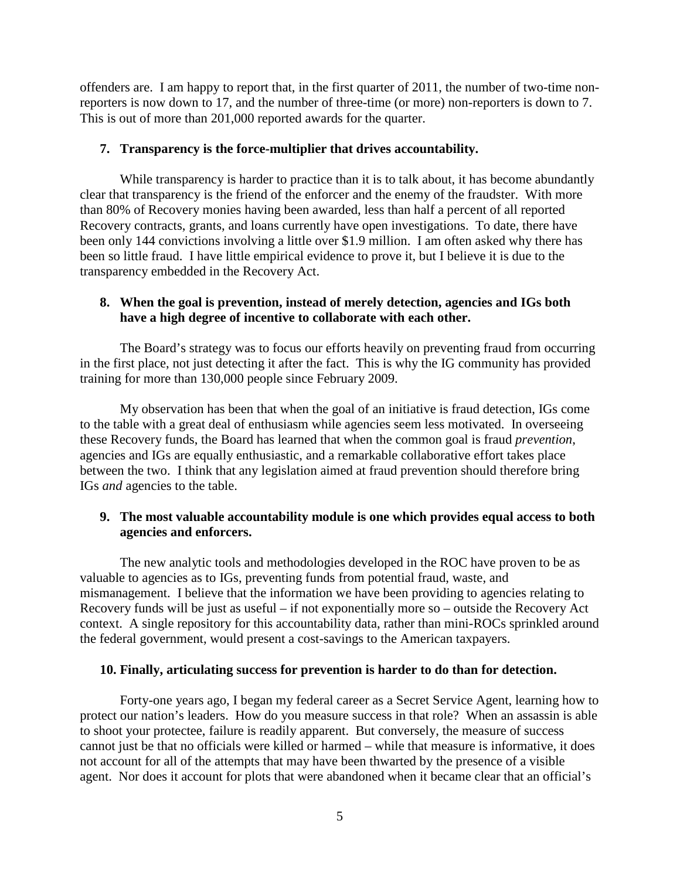offenders are. I am happy to report that, in the first quarter of 2011, the number of two-time non-reporters is now down to 17, and the number of three-time (or more) non-reporters is down to 7. This is out of more than 201,000 reported awards for the quarter.

**7. Transparency is the force-multiplier that drives accountability.**

While transparency is harder to practice than it is to talk about, it has become abundantly clear that transparency is the friend of the enforcer and the enemy of the fraudster. With more than 80% of Recovery monies having been awarded, less than half a percent of all reported Recovery contracts, grants, and loans currently have open investigations. To date, there have been only 144 convictions involving a little over $1.9 million. I am often asked why there has been so little fraud. I have little empirical evidence to prove it, but I believe it is due to the transparency embedded in the Recovery Act.

**8. When the goal is prevention, instead of merely detection, agencies and IGs both have a high degree of incentive to collaborate with each other.**

The Board's strategy was to focus our efforts heavily on preventing fraud from occurring in the first place, not just detecting it after the fact. This is why the IG community has provided training for more than 130,000 people since February 2009.

My observation has been that when the goal of an initiative is fraud detection, IGs come to the table with a great deal of enthusiasm while agencies seem less motivated. In overseeing these Recovery funds, the Board has learned that when the common goal is fraud *prevention*, agencies and IGs are equally enthusiastic, and a remarkable collaborative effort takes place between the two. I think that any legislation aimed at fraud prevention should therefore bring IGs *and* agencies to the table.

**9. The most valuable accountability module is one which provides equal access to both agencies and enforcers.**

The new analytic tools and methodologies developed in the ROC have proven to be as valuable to agencies as to IGs, preventing funds from potential fraud, waste, and mismanagement. I believe that the information we have been providing to agencies relating to Recovery funds will be just as useful – if not exponentially more so – outside the Recovery Act context. A single repository for this accountability data, rather than mini-ROCs sprinkled around the federal government, would present a cost-savings to the American taxpayers.

**10. Finally, articulating success for prevention is harder to do than for detection.**

Forty-one years ago, I began my federal career as a Secret Service Agent, learning how to protect our nation's leaders. How do you measure success in that role? When an assassin is able to shoot your protectee, failure is readily apparent. But conversely, the measure of success cannot just be that no officials were killed or harmed – while that measure is informative, it does not account for all of the attempts that may have been thwarted by the presence of a visible agent. Nor does it account for plots that were abandoned when it became clear that an official's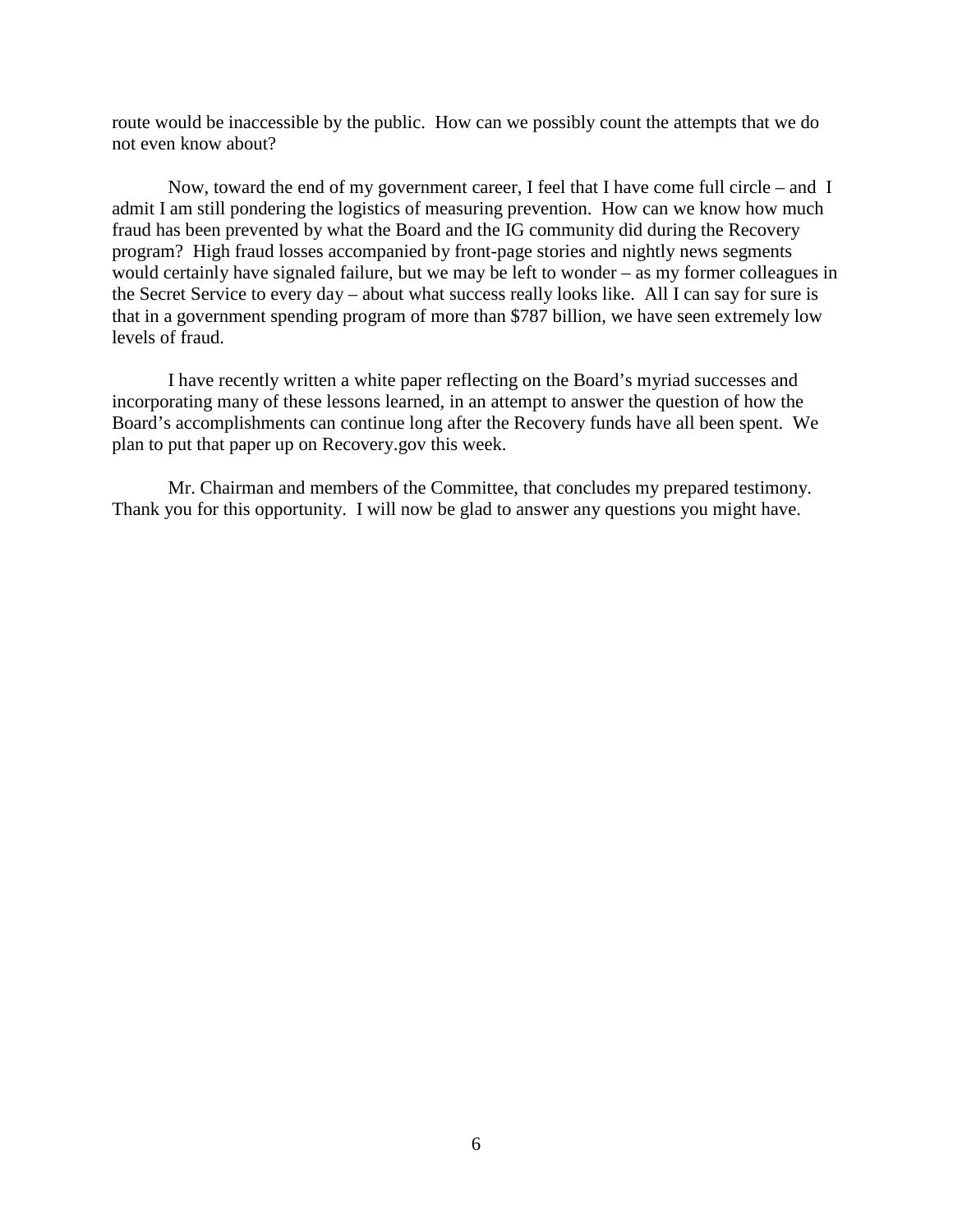route would be inaccessible by the public. How can we possibly count the attempts that we do not even know about?

Now, toward the end of my government career, I feel that I have come full circle – and I admit I am still pondering the logistics of measuring prevention. How can we know how much fraud has been prevented by what the Board and the IG community did during the Recovery program? High fraud losses accompanied by front-page stories and nightly news segments would certainly have signaled failure, but we may be left to wonder – as my former colleagues in the Secret Service to every day – about what success really looks like. All I can say for sure is that in a government spending program of more than $787 billion, we have seen extremely low levels of fraud.

I have recently written a white paper reflecting on the Board's myriad successes and incorporating many of these lessons learned, in an attempt to answer the question of how the Board's accomplishments can continue long after the Recovery funds have all been spent. We plan to put that paper up on Recovery.gov this week.

Mr. Chairman and members of the Committee, that concludes my prepared testimony. Thank you for this opportunity. I will now be glad to answer any questions you might have.